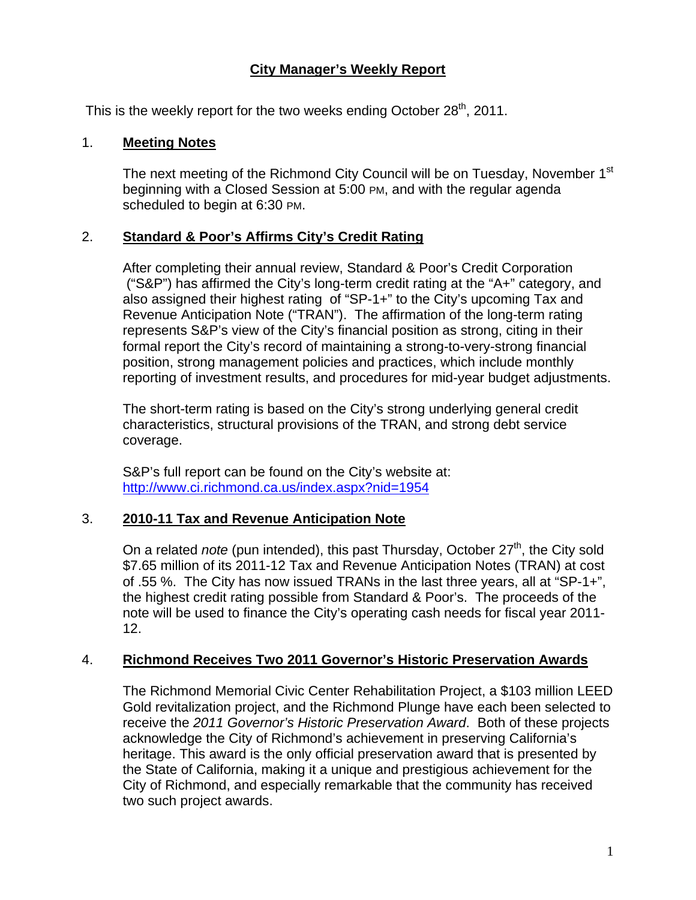# City Manager's Weekly Report

This is the weekly report for the two weeks ending October 28th, 2011.

## 1. Meeting Notes

The next meeting of the Richmond City Council will be on Tuesday, November 1st beginning with a Closed Session at 5:00 PM, and with the regular agenda scheduled to begin at 6:30 PM.

## 2. Standard & Poor's Affirms City's Credit Rating

After completing their annual review, Standard & Poor's Credit Corporation ("S&P") has affirmed the City's long-term credit rating at the "A+" category, and also assigned their highest rating of "SP-1+" to the City's upcoming Tax and Revenue Anticipation Note ("TRAN"). The affirmation of the long-term rating represents S&P's view of the City's financial position as strong, citing in their formal report the City's record of maintaining a strong-to-very-strong financial position, strong management policies and practices, which include monthly reporting of investment results, and procedures for mid-year budget adjustments.

The short-term rating is based on the City's strong underlying general credit characteristics, structural provisions of the TRAN, and strong debt service coverage.

S&P's full report can be found on the City's website at: http://www.ci.richmond.ca.us/index.aspx?nid=1954

## 3. 2010-11 Tax and Revenue Anticipation Note

On a related *note* (pun intended), this past Thursday, October 27th, the City sold $7.65 million of its 2011-12 Tax and Revenue Anticipation Notes (TRAN) at cost of .55 %. The City has now issued TRANs in the last three years, all at "SP-1+", the highest credit rating possible from Standard & Poor's. The proceeds of the note will be used to finance the City's operating cash needs for fiscal year 2011-12.

## 4. Richmond Receives Two 2011 Governor's Historic Preservation Awards

The Richmond Memorial Civic Center Rehabilitation Project, a $103 million LEED Gold revitalization project, and the Richmond Plunge have each been selected to receive the *2011 Governor's Historic Preservation Award*. Both of these projects acknowledge the City of Richmond's achievement in preserving California's heritage. This award is the only official preservation award that is presented by the State of California, making it a unique and prestigious achievement for the City of Richmond, and especially remarkable that the community has received two such project awards.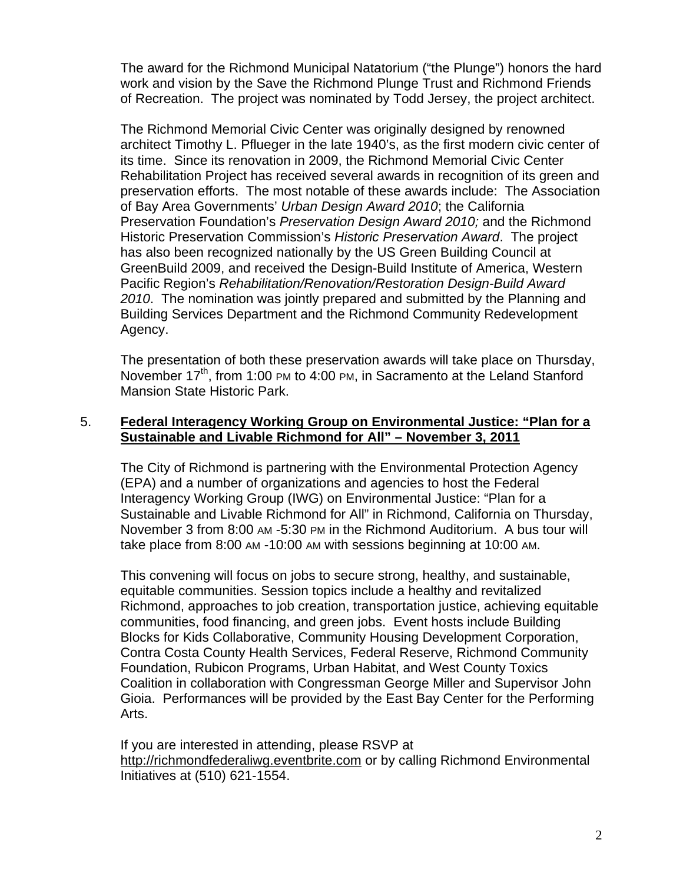The award for the Richmond Municipal Natatorium ("the Plunge") honors the hard work and vision by the Save the Richmond Plunge Trust and Richmond Friends of Recreation. The project was nominated by Todd Jersey, the project architect.

The Richmond Memorial Civic Center was originally designed by renowned architect Timothy L. Pflueger in the late 1940's, as the first modern civic center of its time. Since its renovation in 2009, the Richmond Memorial Civic Center Rehabilitation Project has received several awards in recognition of its green and preservation efforts. The most notable of these awards include: The Association of Bay Area Governments' *Urban Design Award 2010*; the California Preservation Foundation's *Preservation Design Award 2010;* and the Richmond Historic Preservation Commission's *Historic Preservation Award*. The project has also been recognized nationally by the US Green Building Council at GreenBuild 2009, and received the Design-Build Institute of America, Western Pacific Region's *Rehabilitation/Renovation/Restoration Design-Build Award 2010*. The nomination was jointly prepared and submitted by the Planning and Building Services Department and the Richmond Community Redevelopment Agency.

The presentation of both these preservation awards will take place on Thursday, November 17th, from 1:00 PM to 4:00 PM, in Sacramento at the Leland Stanford Mansion State Historic Park.

5. **Federal Interagency Working Group on Environmental Justice: "Plan for a Sustainable and Livable Richmond for All" – November 3, 2011**

The City of Richmond is partnering with the Environmental Protection Agency (EPA) and a number of organizations and agencies to host the Federal Interagency Working Group (IWG) on Environmental Justice: "Plan for a Sustainable and Livable Richmond for All" in Richmond, California on Thursday, November 3 from 8:00 AM -5:30 PM in the Richmond Auditorium. A bus tour will take place from 8:00 AM -10:00 AM with sessions beginning at 10:00 AM.

This convening will focus on jobs to secure strong, healthy, and sustainable, equitable communities. Session topics include a healthy and revitalized Richmond, approaches to job creation, transportation justice, achieving equitable communities, food financing, and green jobs. Event hosts include Building Blocks for Kids Collaborative, Community Housing Development Corporation, Contra Costa County Health Services, Federal Reserve, Richmond Community Foundation, Rubicon Programs, Urban Habitat, and West County Toxics Coalition in collaboration with Congressman George Miller and Supervisor John Gioia. Performances will be provided by the East Bay Center for the Performing Arts.

If you are interested in attending, please RSVP at http://richmondfederaliwg.eventbrite.com or by calling Richmond Environmental Initiatives at (510) 621-1554.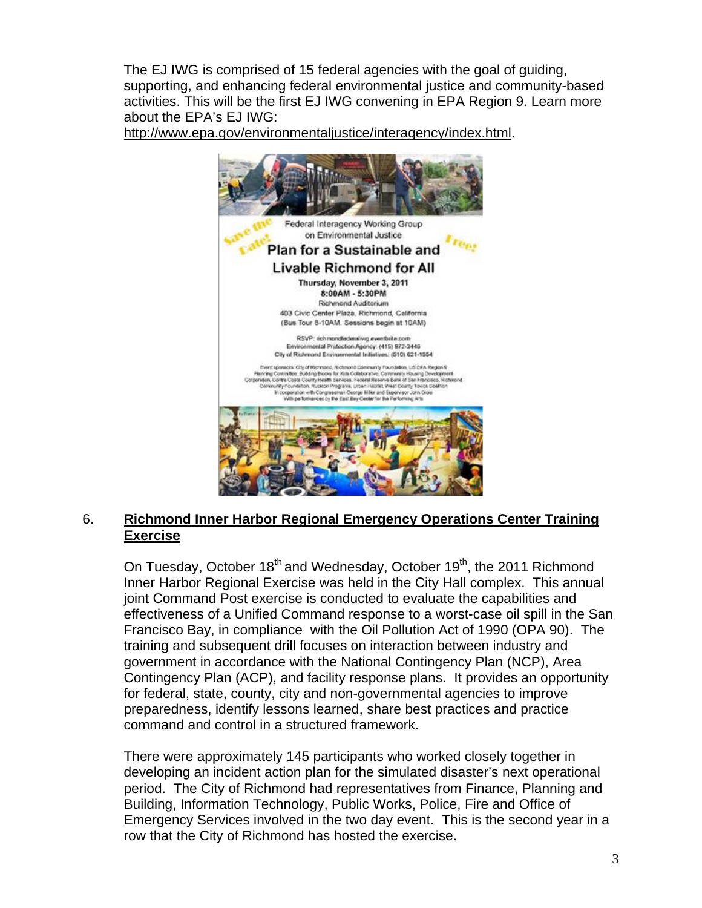The EJ IWG is comprised of 15 federal agencies with the goal of guiding, supporting, and enhancing federal environmental justice and community-based activities. This will be the first EJ IWG convening in EPA Region 9. Learn more about the EPA's EJ IWG: http://www.epa.gov/environmentaljustice/interagency/index.html.

Save the Date!

Free!

Federal Interagency Working Group on Environmental Justice

**Plan for a Sustainable and Livable Richmond for All**

**Thursday, November 3, 2011**
**8:00AM - 5:30PM**
Richmond Auditorium
403 Civic Center Plaza, Richmond, California
(Bus Tour 8-10AM. Sessions begin at 10AM)

RSVP: richmondfederaliwg.eventbrite.com
Environmental Protection Agency: (415) 972-3446
City of Richmond Environmental Initiatives: (510) 621-1554

Event sponsors: City of Richmond, Richmond Community Foundation, US EPA Region 9
Planning Committee: Building Blocks for Kids Collaborative, Community Housing Development Corporation, Contra Costa County Health Services, Federal Reserve Bank of San Francisco, Richmond Community Foundation, Rubicon Programs, Urban Habitat, West County Toxics Coalition
In cooperation with Congressman George Miller and Supervisor John Gioia
With performances by the East Bay Center for the Performing Arts

## 6. Richmond Inner Harbor Regional Emergency Operations Center Training Exercise

On Tuesday, October 18th and Wednesday, October 19th, the 2011 Richmond Inner Harbor Regional Exercise was held in the City Hall complex. This annual joint Command Post exercise is conducted to evaluate the capabilities and effectiveness of a Unified Command response to a worst-case oil spill in the San Francisco Bay, in compliance with the Oil Pollution Act of 1990 (OPA 90). The training and subsequent drill focuses on interaction between industry and government in accordance with the National Contingency Plan (NCP), Area Contingency Plan (ACP), and facility response plans. It provides an opportunity for federal, state, county, city and non-governmental agencies to improve preparedness, identify lessons learned, share best practices and practice command and control in a structured framework.

There were approximately 145 participants who worked closely together in developing an incident action plan for the simulated disaster's next operational period. The City of Richmond had representatives from Finance, Planning and Building, Information Technology, Public Works, Police, Fire and Office of Emergency Services involved in the two day event. This is the second year in a row that the City of Richmond has hosted the exercise.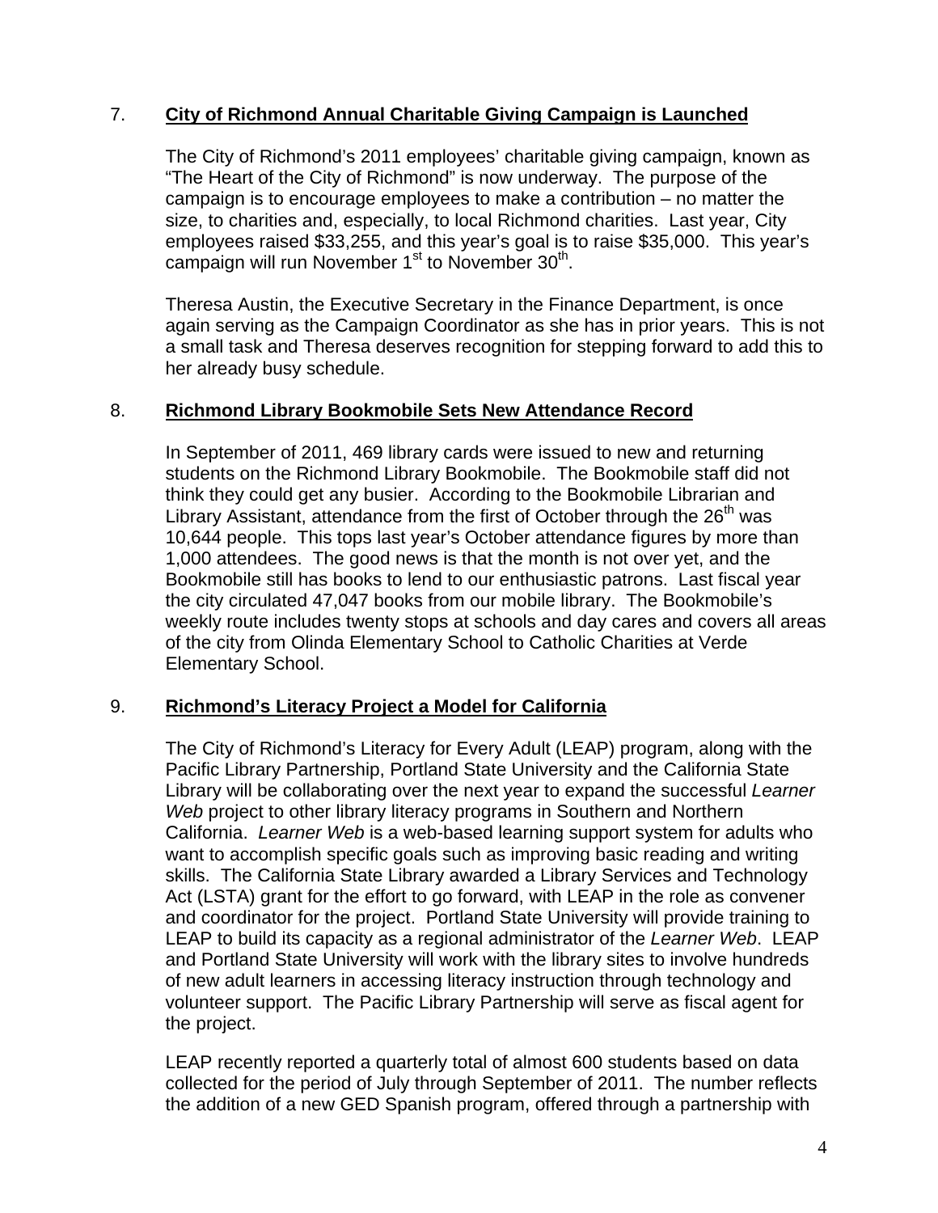7. **<u>City of Richmond Annual Charitable Giving Campaign is Launched</u>**

   The City of Richmond's 2011 employees' charitable giving campaign, known as "The Heart of the City of Richmond" is now underway. The purpose of the campaign is to encourage employees to make a contribution – no matter the size, to charities and, especially, to local Richmond charities. Last year, City employees raised $33,255, and this year's goal is to raise $35,000. This year's campaign will run November 1st to November 30th.

   Theresa Austin, the Executive Secretary in the Finance Department, is once again serving as the Campaign Coordinator as she has in prior years. This is not a small task and Theresa deserves recognition for stepping forward to add this to her already busy schedule.

8. **<u>Richmond Library Bookmobile Sets New Attendance Record</u>**

   In September of 2011, 469 library cards were issued to new and returning students on the Richmond Library Bookmobile. The Bookmobile staff did not think they could get any busier. According to the Bookmobile Librarian and Library Assistant, attendance from the first of October through the 26th was 10,644 people. This tops last year's October attendance figures by more than 1,000 attendees. The good news is that the month is not over yet, and the Bookmobile still has books to lend to our enthusiastic patrons. Last fiscal year the city circulated 47,047 books from our mobile library. The Bookmobile's weekly route includes twenty stops at schools and day cares and covers all areas of the city from Olinda Elementary School to Catholic Charities at Verde Elementary School.

9. **<u>Richmond's Literacy Project a Model for California</u>**

   The City of Richmond's Literacy for Every Adult (LEAP) program, along with the Pacific Library Partnership, Portland State University and the California State Library will be collaborating over the next year to expand the successful *Learner Web* project to other library literacy programs in Southern and Northern California. *Learner Web* is a web-based learning support system for adults who want to accomplish specific goals such as improving basic reading and writing skills. The California State Library awarded a Library Services and Technology Act (LSTA) grant for the effort to go forward, with LEAP in the role as convener and coordinator for the project. Portland State University will provide training to LEAP to build its capacity as a regional administrator of the *Learner Web*. LEAP and Portland State University will work with the library sites to involve hundreds of new adult learners in accessing literacy instruction through technology and volunteer support. The Pacific Library Partnership will serve as fiscal agent for the project.

   LEAP recently reported a quarterly total of almost 600 students based on data collected for the period of July through September of 2011. The number reflects the addition of a new GED Spanish program, offered through a partnership with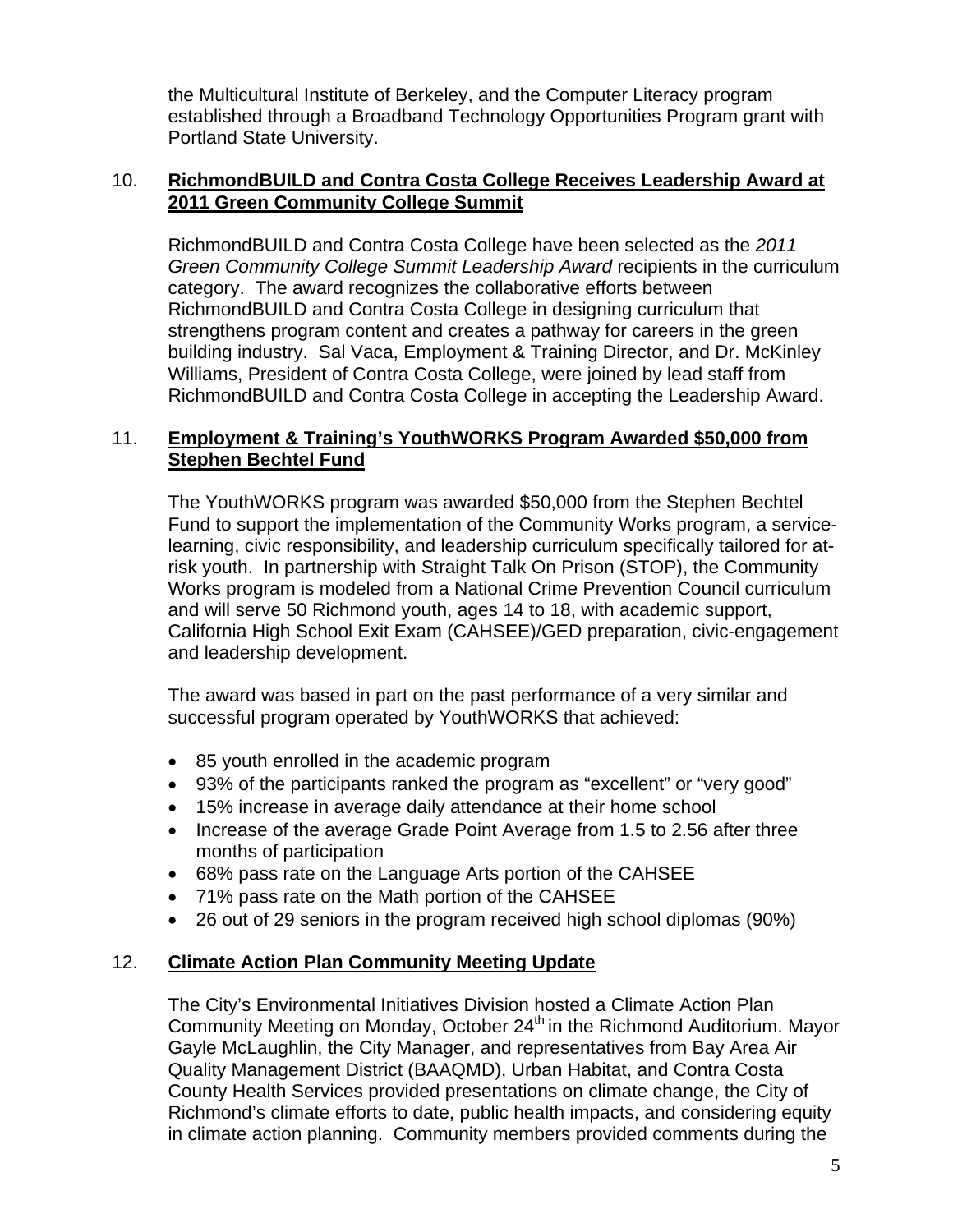the Multicultural Institute of Berkeley, and the Computer Literacy program established through a Broadband Technology Opportunities Program grant with Portland State University.

10. **RichmondBUILD and Contra Costa College Receives Leadership Award at 2011 Green Community College Summit**

RichmondBUILD and Contra Costa College have been selected as the *2011 Green Community College Summit Leadership Award* recipients in the curriculum category. The award recognizes the collaborative efforts between RichmondBUILD and Contra Costa College in designing curriculum that strengthens program content and creates a pathway for careers in the green building industry. Sal Vaca, Employment & Training Director, and Dr. McKinley Williams, President of Contra Costa College, were joined by lead staff from RichmondBUILD and Contra Costa College in accepting the Leadership Award.

11. **Employment & Training's YouthWORKS Program Awarded $50,000 from Stephen Bechtel Fund**

The YouthWORKS program was awarded $50,000 from the Stephen Bechtel Fund to support the implementation of the Community Works program, a service-learning, civic responsibility, and leadership curriculum specifically tailored for at-risk youth. In partnership with Straight Talk On Prison (STOP), the Community Works program is modeled from a National Crime Prevention Council curriculum and will serve 50 Richmond youth, ages 14 to 18, with academic support, California High School Exit Exam (CAHSEE)/GED preparation, civic-engagement and leadership development.

The award was based in part on the past performance of a very similar and successful program operated by YouthWORKS that achieved:

- 85 youth enrolled in the academic program
- 93% of the participants ranked the program as "excellent" or "very good"
- 15% increase in average daily attendance at their home school
- Increase of the average Grade Point Average from 1.5 to 2.56 after three months of participation
- 68% pass rate on the Language Arts portion of the CAHSEE
- 71% pass rate on the Math portion of the CAHSEE
- 26 out of 29 seniors in the program received high school diplomas (90%)

12. **Climate Action Plan Community Meeting Update**

The City's Environmental Initiatives Division hosted a Climate Action Plan Community Meeting on Monday, October 24th in the Richmond Auditorium. Mayor Gayle McLaughlin, the City Manager, and representatives from Bay Area Air Quality Management District (BAAQMD), Urban Habitat, and Contra Costa County Health Services provided presentations on climate change, the City of Richmond's climate efforts to date, public health impacts, and considering equity in climate action planning. Community members provided comments during the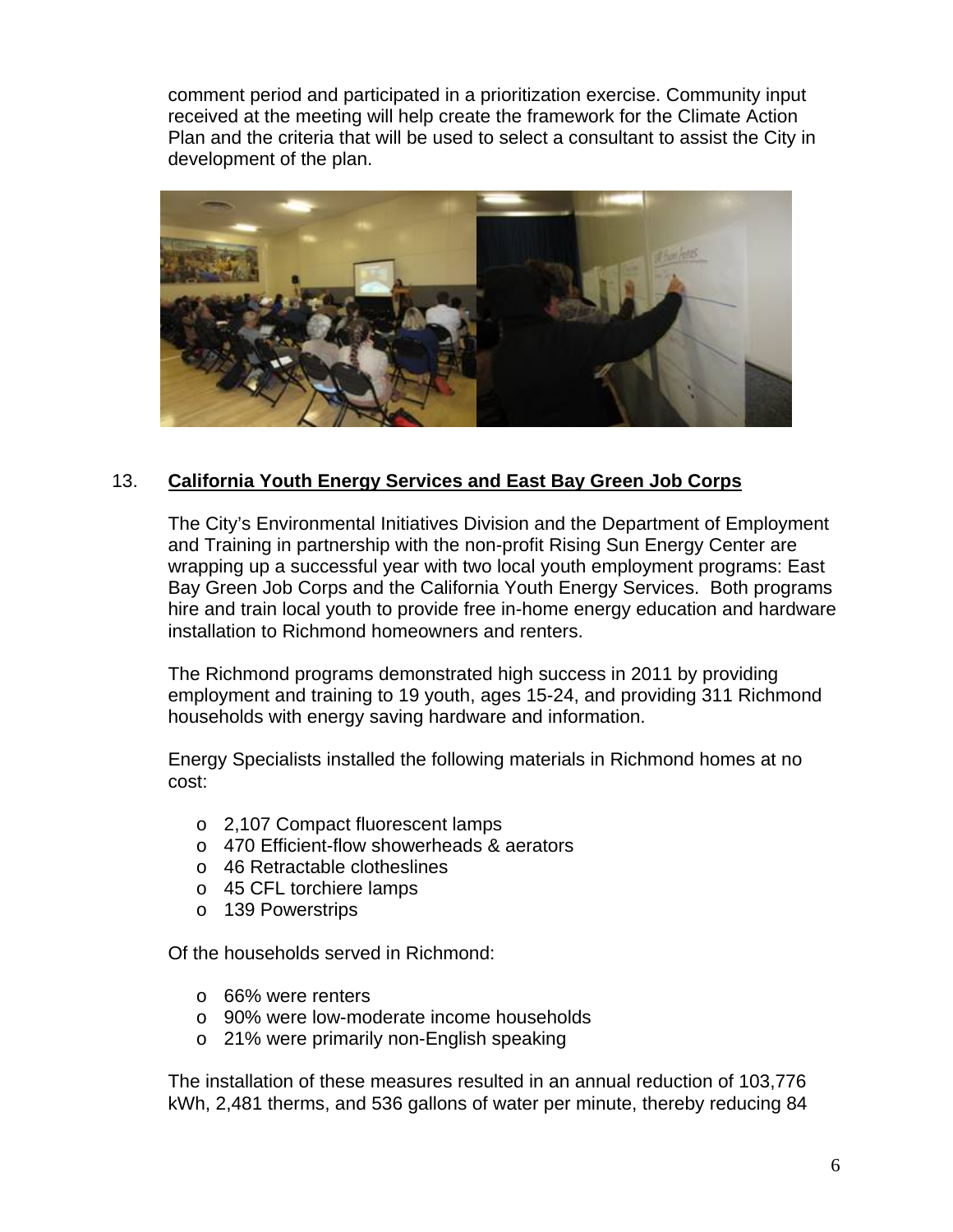comment period and participated in a prioritization exercise. Community input received at the meeting will help create the framework for the Climate Action Plan and the criteria that will be used to select a consultant to assist the City in development of the plan.

13. **California Youth Energy Services and East Bay Green Job Corps**

The City's Environmental Initiatives Division and the Department of Employment and Training in partnership with the non-profit Rising Sun Energy Center are wrapping up a successful year with two local youth employment programs: East Bay Green Job Corps and the California Youth Energy Services. Both programs hire and train local youth to provide free in-home energy education and hardware installation to Richmond homeowners and renters.

The Richmond programs demonstrated high success in 2011 by providing employment and training to 19 youth, ages 15-24, and providing 311 Richmond households with energy saving hardware and information.

Energy Specialists installed the following materials in Richmond homes at no cost:

- 2,107 Compact fluorescent lamps
- 470 Efficient-flow showerheads & aerators
- 46 Retractable clotheslines
- 45 CFL torchiere lamps
- 139 Powerstrips

Of the households served in Richmond:

- 66% were renters
- 90% were low-moderate income households
- 21% were primarily non-English speaking

The installation of these measures resulted in an annual reduction of 103,776 kWh, 2,481 therms, and 536 gallons of water per minute, thereby reducing 84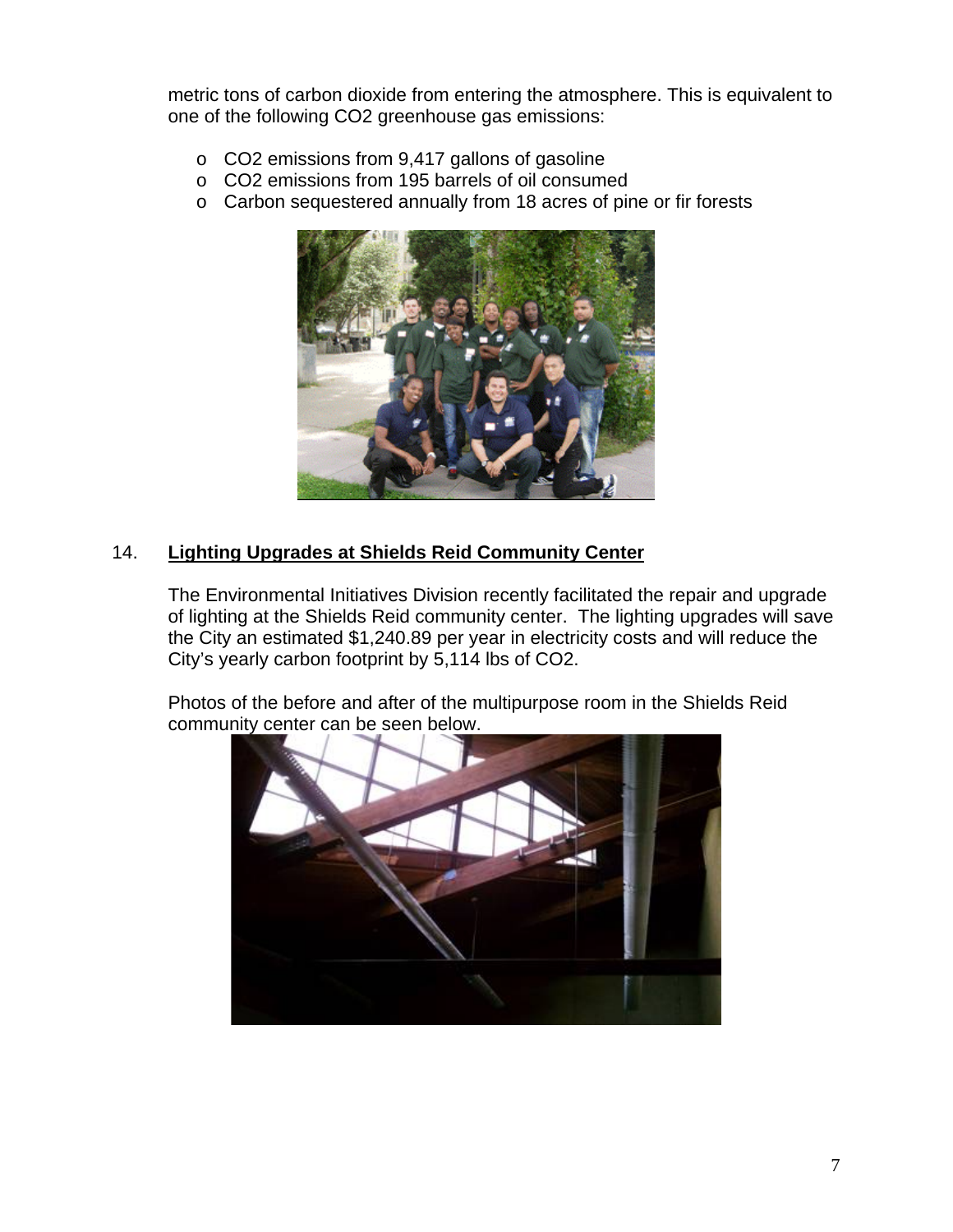metric tons of carbon dioxide from entering the atmosphere. This is equivalent to one of the following $CO_2$ greenhouse gas emissions:

- $CO_2$ emissions from 9,417 gallons of gasoline
- $CO_2$ emissions from 195 barrels of oil consumed
- Carbon sequestered annually from 18 acres of pine or fir forests

14. **Lighting Upgrades at Shields Reid Community Center**

The Environmental Initiatives Division recently facilitated the repair and upgrade of lighting at the Shields Reid community center. The lighting upgrades will save the City an estimated $1,240.89 per year in electricity costs and will reduce the City's yearly carbon footprint by 5,114 lbs of $CO_2$.

Photos of the before and after of the multipurpose room in the Shields Reid community center can be seen below.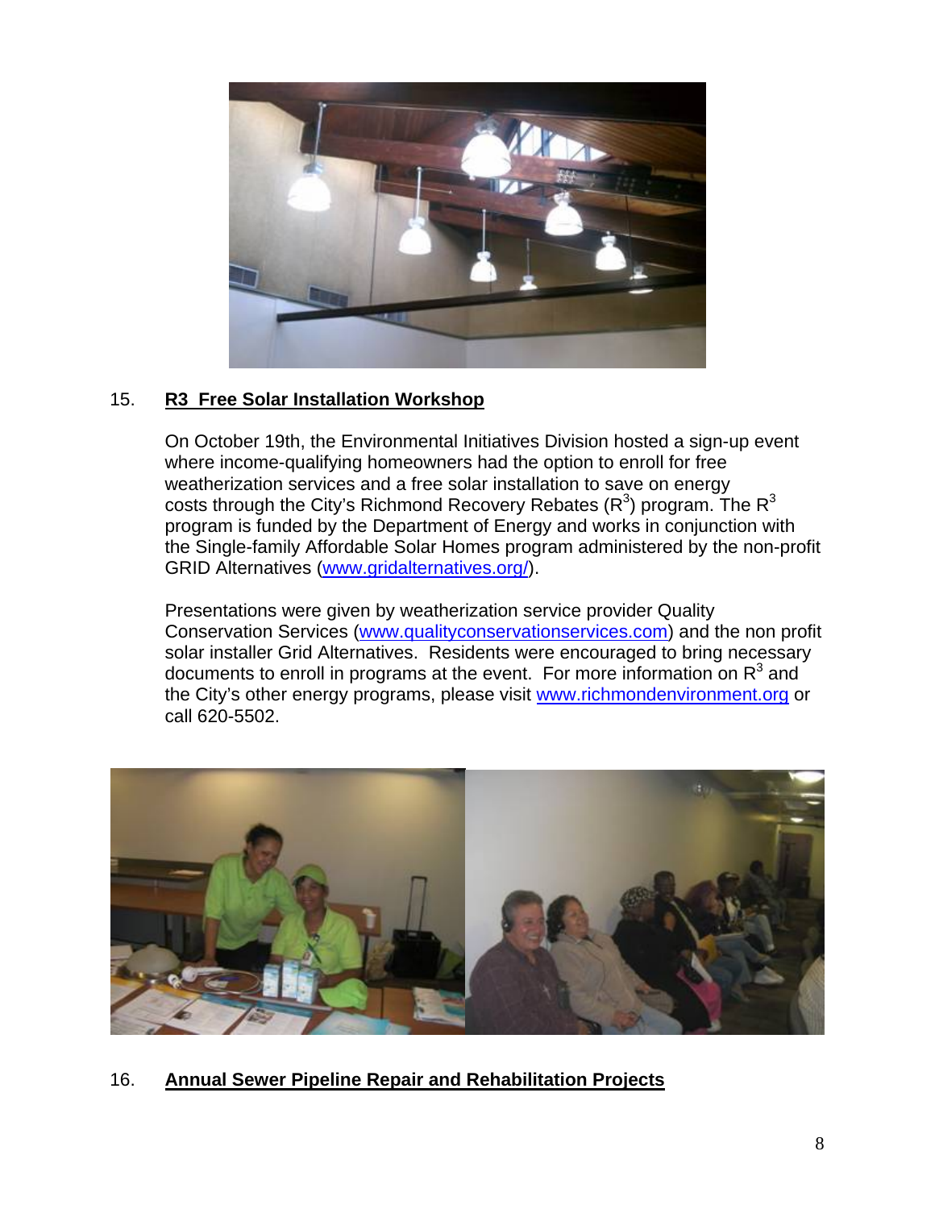15. **R3 Free Solar Installation Workshop**

On October 19th, the Environmental Initiatives Division hosted a sign-up event where income-qualifying homeowners had the option to enroll for free weatherization services and a free solar installation to save on energy costs through the City's Richmond Recovery Rebates ($R^3$) program. The $R^3$ program is funded by the Department of Energy and works in conjunction with the Single-family Affordable Solar Homes program administered by the non-profit GRID Alternatives (www.gridalternatives.org/).

Presentations were given by weatherization service provider Quality Conservation Services (www.qualityconservationservices.com) and the non profit solar installer Grid Alternatives. Residents were encouraged to bring necessary documents to enroll in programs at the event. For more information on $R^3$ and the City's other energy programs, please visit www.richmondenvironment.org or call 620-5502.

16. **Annual Sewer Pipeline Repair and Rehabilitation Projects**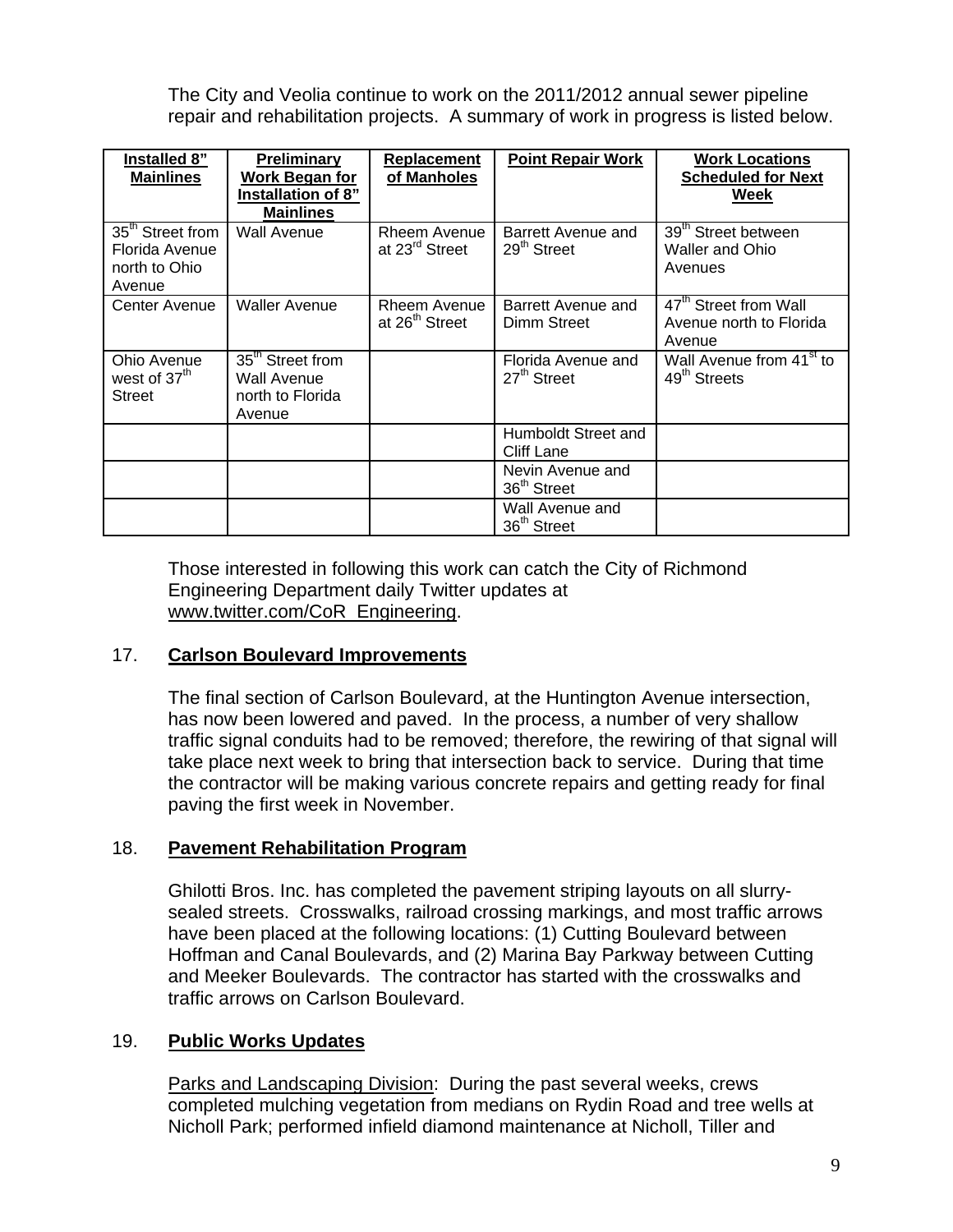The City and Veolia continue to work on the 2011/2012 annual sewer pipeline repair and rehabilitation projects. A summary of work in progress is listed below.

| Installed 8" Mainlines | Preliminary Work Began for Installation of 8" Mainlines | Replacement of Manholes | Point Repair Work | Work Locations Scheduled for Next Week |
|---|---|---|---|---|
| 35th Street from Florida Avenue north to Ohio Avenue | Wall Avenue | Rheem Avenue at 23rd Street | Barrett Avenue and 29th Street | 39th Street between Waller and Ohio Avenues |
| Center Avenue | Waller Avenue | Rheem Avenue at 26th Street | Barrett Avenue and Dimm Street | 47th Street from Wall Avenue north to Florida Avenue |
| Ohio Avenue west of 37th Street | 35th Street from Wall Avenue north to Florida Avenue | | Florida Avenue and 27th Street | Wall Avenue from 41st to 49th Streets |
| | | | Humboldt Street and Cliff Lane | |
| | | | Nevin Avenue and 36th Street | |
| | | | Wall Avenue and 36th Street | |

Those interested in following this work can catch the City of Richmond Engineering Department daily Twitter updates at www.twitter.com/CoR_Engineering.

## 17. **Carlson Boulevard Improvements**

The final section of Carlson Boulevard, at the Huntington Avenue intersection, has now been lowered and paved. In the process, a number of very shallow traffic signal conduits had to be removed; therefore, the rewiring of that signal will take place next week to bring that intersection back to service. During that time the contractor will be making various concrete repairs and getting ready for final paving the first week in November.

## 18. **Pavement Rehabilitation Program**

Ghilotti Bros. Inc. has completed the pavement striping layouts on all slurry-sealed streets. Crosswalks, railroad crossing markings, and most traffic arrows have been placed at the following locations: (1) Cutting Boulevard between Hoffman and Canal Boulevards, and (2) Marina Bay Parkway between Cutting and Meeker Boulevards. The contractor has started with the crosswalks and traffic arrows on Carlson Boulevard.

## 19. **Public Works Updates**

Parks and Landscaping Division: During the past several weeks, crews completed mulching vegetation from medians on Rydin Road and tree wells at Nicholl Park; performed infield diamond maintenance at Nicholl, Tiller and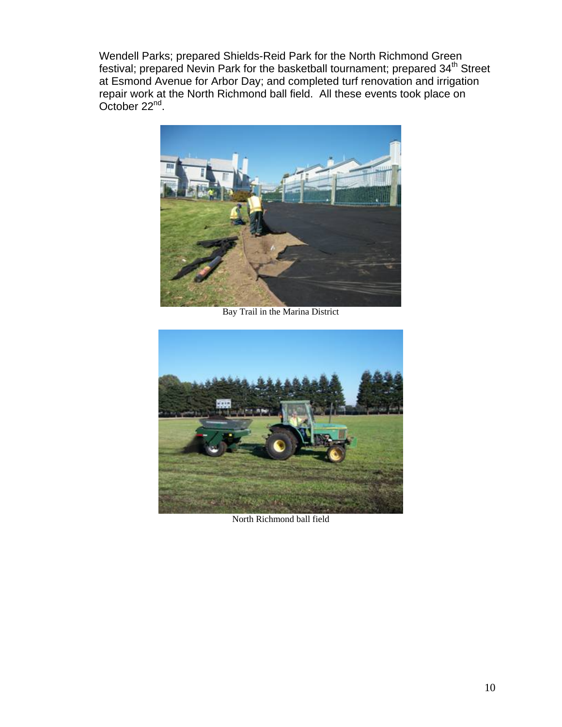Wendell Parks; prepared Shields-Reid Park for the North Richmond Green festival; prepared Nevin Park for the basketball tournament; prepared 34th Street at Esmond Avenue for Arbor Day; and completed turf renovation and irrigation repair work at the North Richmond ball field. All these events took place on October 22nd.

Bay Trail in the Marina District

North Richmond ball field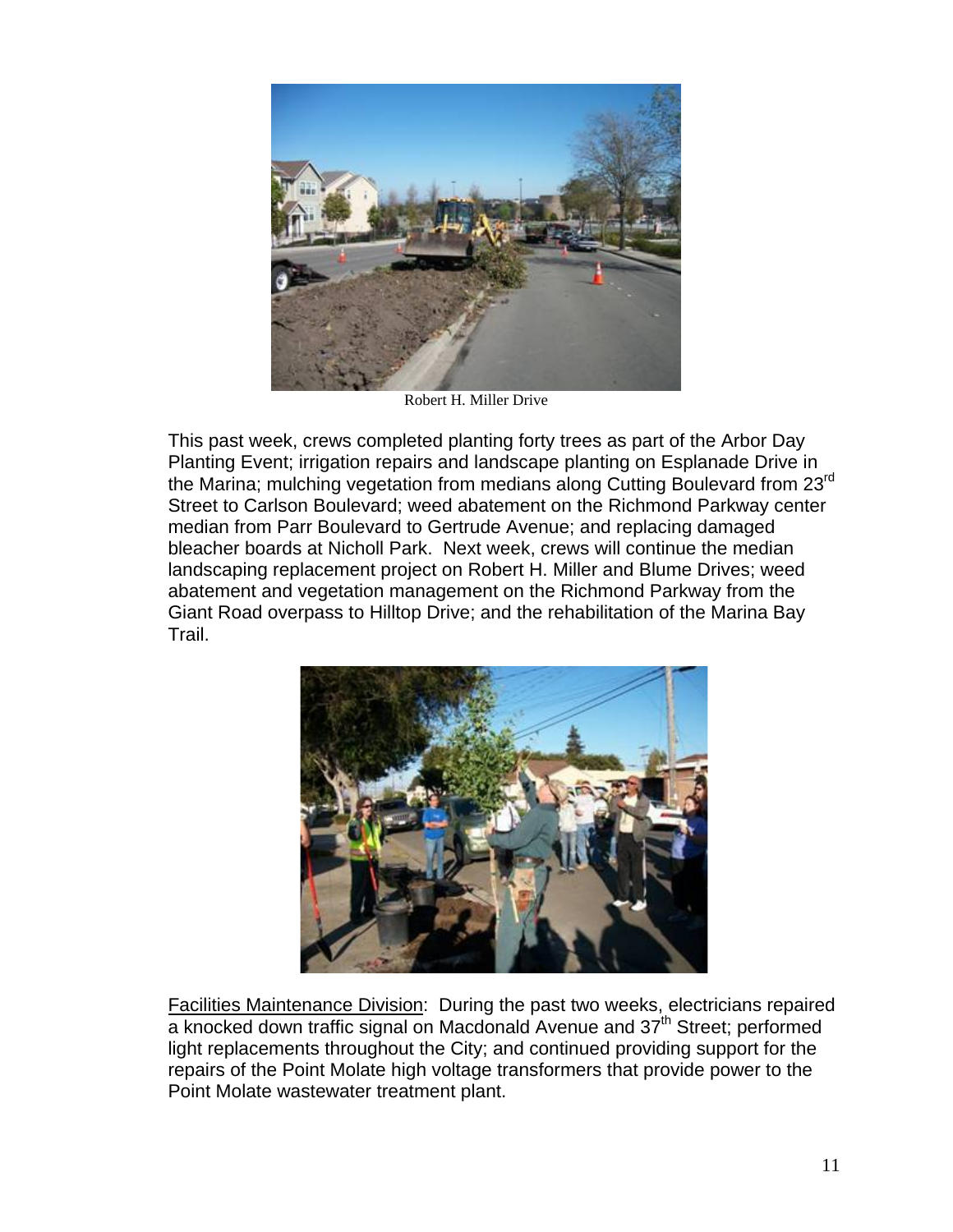Robert H. Miller Drive

This past week, crews completed planting forty trees as part of the Arbor Day Planting Event; irrigation repairs and landscape planting on Esplanade Drive in the Marina; mulching vegetation from medians along Cutting Boulevard from 23rd Street to Carlson Boulevard; weed abatement on the Richmond Parkway center median from Parr Boulevard to Gertrude Avenue; and replacing damaged bleacher boards at Nicholl Park. Next week, crews will continue the median landscaping replacement project on Robert H. Miller and Blume Drives; weed abatement and vegetation management on the Richmond Parkway from the Giant Road overpass to Hilltop Drive; and the rehabilitation of the Marina Bay Trail.

Facilities Maintenance Division: During the past two weeks, electricians repaired a knocked down traffic signal on Macdonald Avenue and 37th Street; performed light replacements throughout the City; and continued providing support for the repairs of the Point Molate high voltage transformers that provide power to the Point Molate wastewater treatment plant.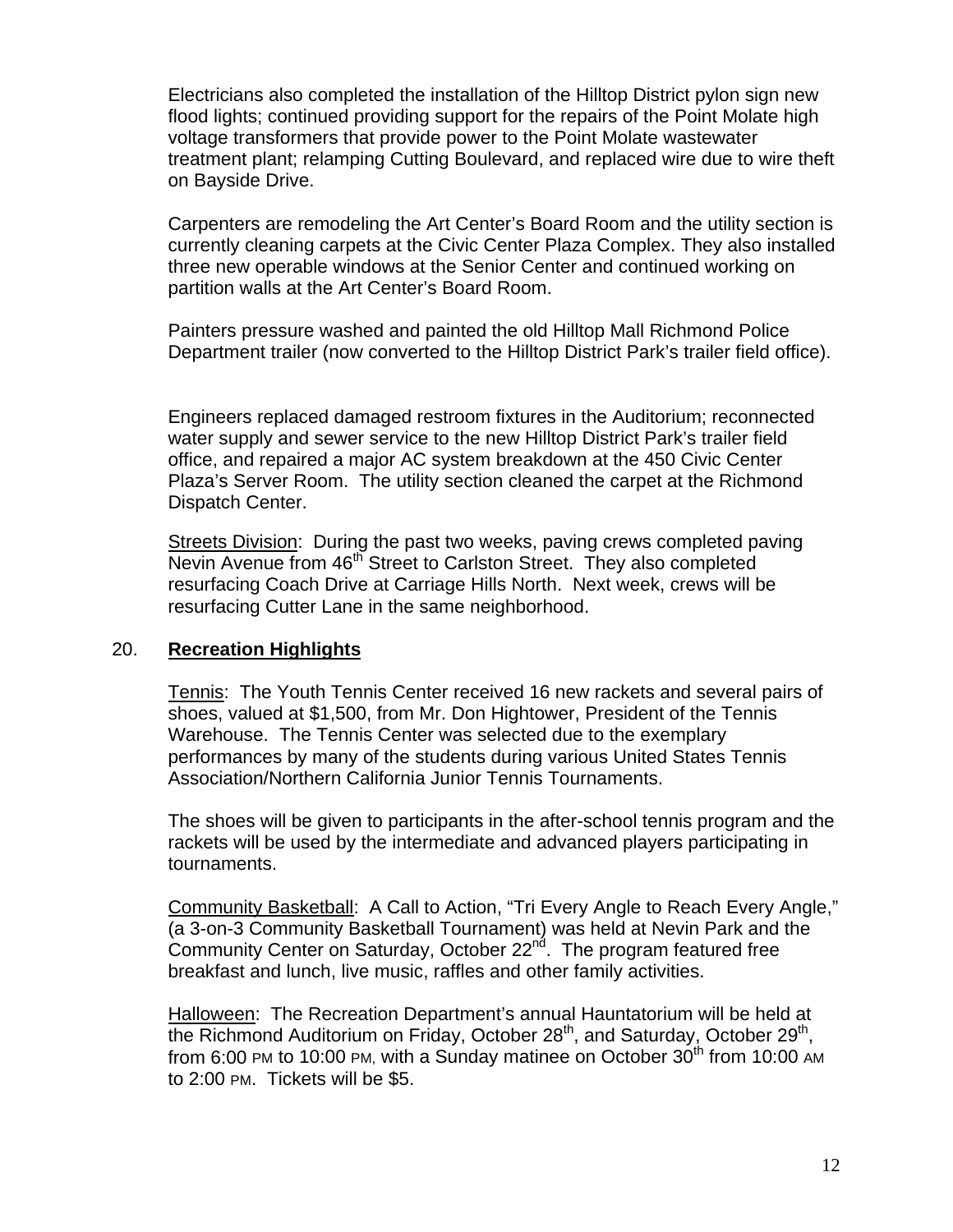Electricians also completed the installation of the Hilltop District pylon sign new flood lights; continued providing support for the repairs of the Point Molate high voltage transformers that provide power to the Point Molate wastewater treatment plant; relamping Cutting Boulevard, and replaced wire due to wire theft on Bayside Drive.

Carpenters are remodeling the Art Center's Board Room and the utility section is currently cleaning carpets at the Civic Center Plaza Complex. They also installed three new operable windows at the Senior Center and continued working on partition walls at the Art Center's Board Room.

Painters pressure washed and painted the old Hilltop Mall Richmond Police Department trailer (now converted to the Hilltop District Park's trailer field office).

Engineers replaced damaged restroom fixtures in the Auditorium; reconnected water supply and sewer service to the new Hilltop District Park's trailer field office, and repaired a major AC system breakdown at the 450 Civic Center Plaza's Server Room. The utility section cleaned the carpet at the Richmond Dispatch Center.

<u>Streets Division</u>: During the past two weeks, paving crews completed paving Nevin Avenue from 46th Street to Carlston Street. They also completed resurfacing Coach Drive at Carriage Hills North. Next week, crews will be resurfacing Cutter Lane in the same neighborhood.

## 20. **<u>Recreation Highlights</u>**

<u>Tennis</u>: The Youth Tennis Center received 16 new rackets and several pairs of shoes, valued at $1,500, from Mr. Don Hightower, President of the Tennis Warehouse. The Tennis Center was selected due to the exemplary performances by many of the students during various United States Tennis Association/Northern California Junior Tennis Tournaments.

The shoes will be given to participants in the after-school tennis program and the rackets will be used by the intermediate and advanced players participating in tournaments.

<u>Community Basketball</u>: A Call to Action, "Tri Every Angle to Reach Every Angle," (a 3-on-3 Community Basketball Tournament) was held at Nevin Park and the Community Center on Saturday, October 22nd. The program featured free breakfast and lunch, live music, raffles and other family activities.

<u>Halloween</u>: The Recreation Department's annual Hauntatorium will be held at the Richmond Auditorium on Friday, October 28th, and Saturday, October 29th, from 6:00 PM to 10:00 PM, with a Sunday matinee on October 30th from 10:00 AM to 2:00 PM. Tickets will be $5.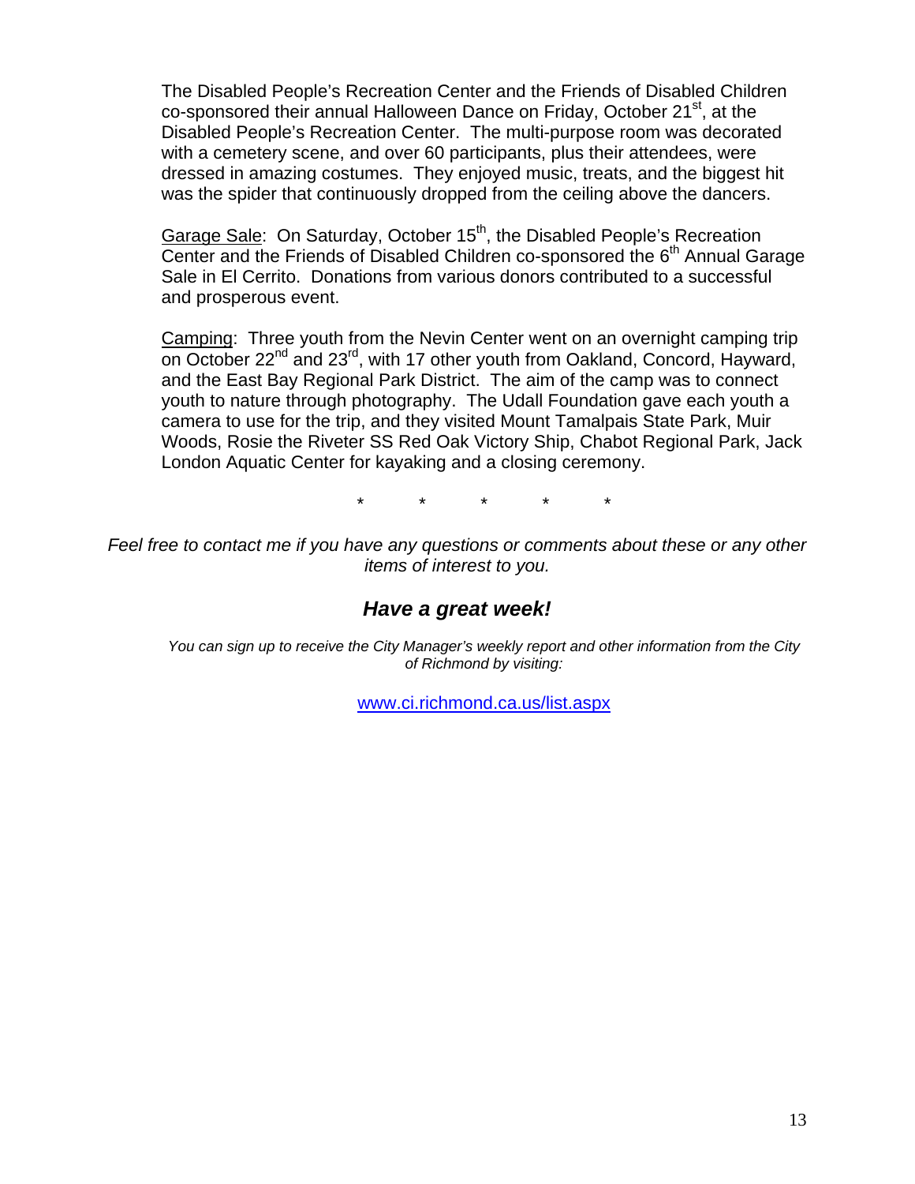The Disabled People's Recreation Center and the Friends of Disabled Children co-sponsored their annual Halloween Dance on Friday, October 21st, at the Disabled People's Recreation Center. The multi-purpose room was decorated with a cemetery scene, and over 60 participants, plus their attendees, were dressed in amazing costumes. They enjoyed music, treats, and the biggest hit was the spider that continuously dropped from the ceiling above the dancers.

<u>Garage Sale</u>: On Saturday, October 15th, the Disabled People's Recreation Center and the Friends of Disabled Children co-sponsored the 6th Annual Garage Sale in El Cerrito. Donations from various donors contributed to a successful and prosperous event.

<u>Camping</u>: Three youth from the Nevin Center went on an overnight camping trip on October 22nd and 23rd, with 17 other youth from Oakland, Concord, Hayward, and the East Bay Regional Park District. The aim of the camp was to connect youth to nature through photography. The Udall Foundation gave each youth a camera to use for the trip, and they visited Mount Tamalpais State Park, Muir Woods, Rosie the Riveter SS Red Oak Victory Ship, Chabot Regional Park, Jack London Aquatic Center for kayaking and a closing ceremony.

\* \* \* \* \*

*Feel free to contact me if you have any questions or comments about these or any other items of interest to you.*

***Have a great week!***

*You can sign up to receive the City Manager's weekly report and other information from the City of Richmond by visiting:*

www.ci.richmond.ca.us/list.aspx